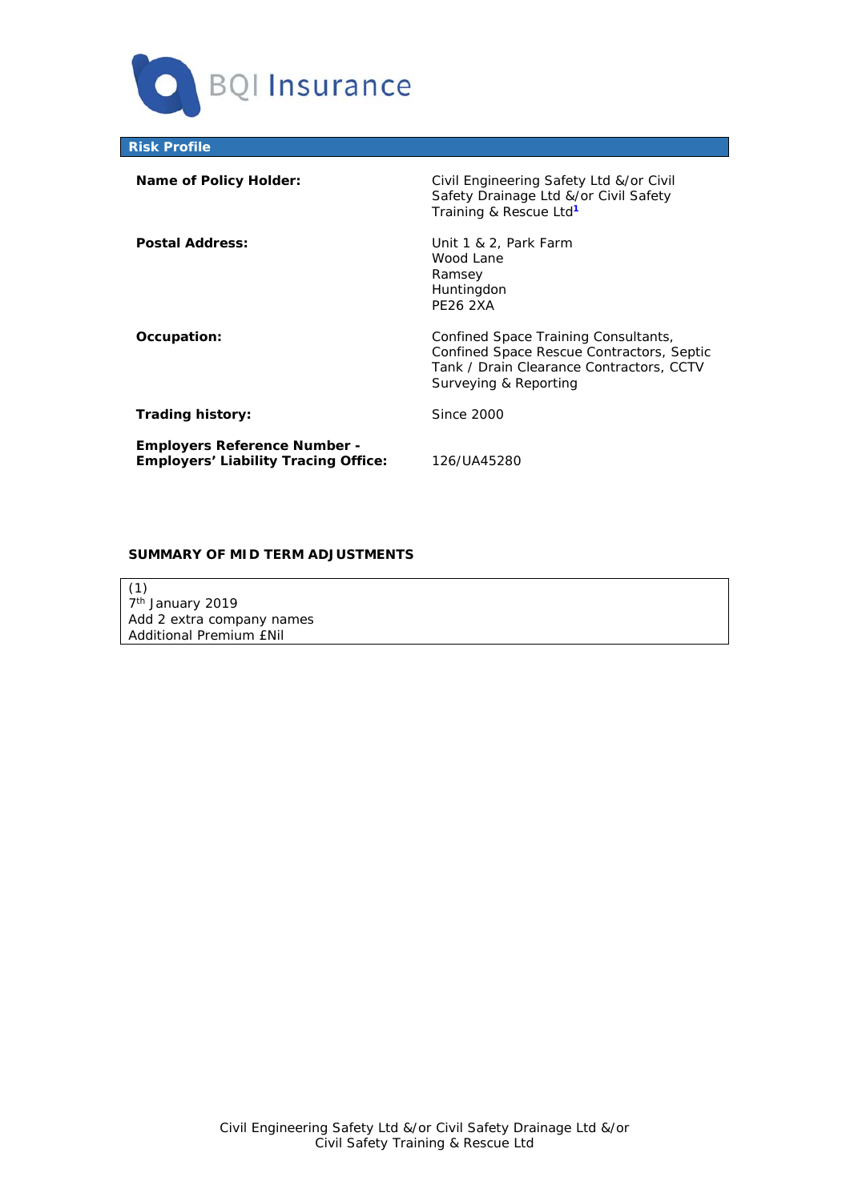BQI Insurance

## Risk Profile

| | |
|---|---|
| **Name of Policy Holder:** | Civil Engineering Safety Ltd &/or Civil Safety Drainage Ltd &/or Civil Safety Training & Rescue Ltd[1] |
| **Postal Address:** | Unit 1 & 2, Park Farm<br>Wood Lane<br>Ramsey<br>Huntingdon<br>PE26 2XA |
| **Occupation:** | Confined Space Training Consultants, Confined Space Rescue Contractors, Septic Tank / Drain Clearance Contractors, CCTV Surveying & Reporting |
| **Trading history:** | Since 2000 |
| **Employers Reference Number - Employers' Liability Tracing Office:** | 126/UA45280 |

### SUMMARY OF MID TERM ADJUSTMENTS

(1)
7th January 2019
Add 2 extra company names
Additional Premium £Nil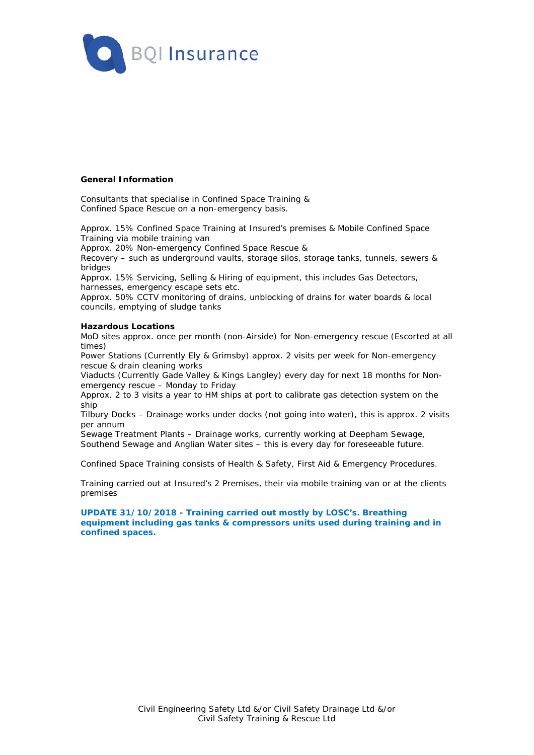**General Information**

Consultants that specialise in Confined Space Training &
Confined Space Rescue on a non-emergency basis.

Approx. 15% Confined Space Training at Insured's premises & Mobile Confined Space Training via mobile training van
Approx. 20% Non-emergency Confined Space Rescue &
Recovery – such as underground vaults, storage silos, storage tanks, tunnels, sewers & bridges
Approx. 15% Servicing, Selling & Hiring of equipment, this includes Gas Detectors, harnesses, emergency escape sets etc.
Approx. 50% CCTV monitoring of drains, unblocking of drains for water boards & local councils, emptying of sludge tanks

**Hazardous Locations**
MoD sites approx. once per month (non-Airside) for Non-emergency rescue (Escorted at all times)
Power Stations (Currently Ely & Grimsby) approx. 2 visits per week for Non-emergency rescue & drain cleaning works
Viaducts (Currently Gade Valley & Kings Langley) every day for next 18 months for Non-emergency rescue – Monday to Friday
Approx. 2 to 3 visits a year to HM ships at port to calibrate gas detection system on the ship
Tilbury Docks – Drainage works under docks (not going into water), this is approx. 2 visits per annum
Sewage Treatment Plants – Drainage works, currently working at Deepham Sewage, Southend Sewage and Anglian Water sites – this is every day for foreseeable future.

Confined Space Training consists of Health & Safety, First Aid & Emergency Procedures.

Training carried out at Insured's 2 Premises, their via mobile training van or at the clients premises

**UPDATE 31/10/2018 - Training carried out mostly by LOSC's. Breathing equipment including gas tanks & compressors units used during training and in confined spaces.**

Civil Engineering Safety Ltd &/or Civil Safety Drainage Ltd &/or
Civil Safety Training & Rescue Ltd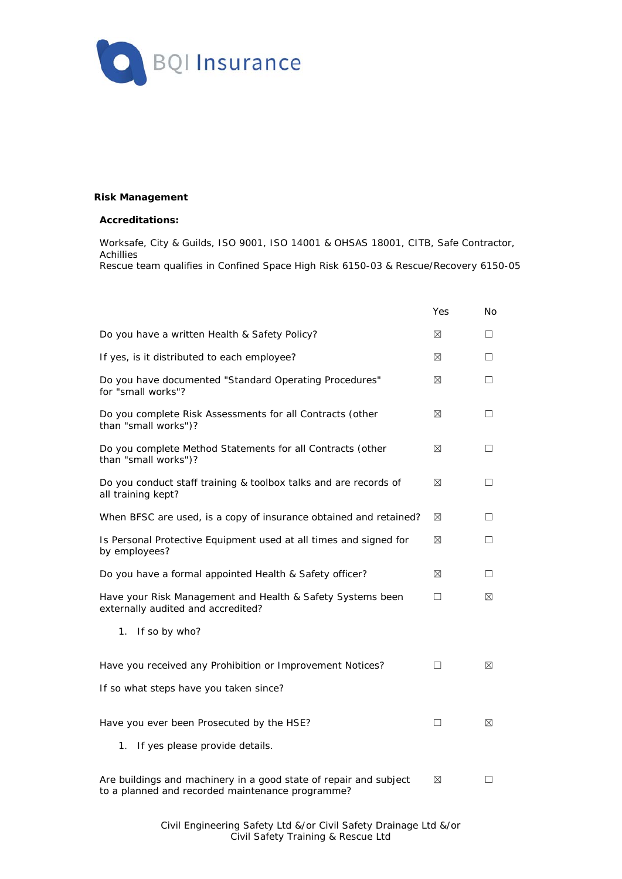BQI Insurance

**Risk Management**

**Accreditations:**

Worksafe, City & Guilds, ISO 9001, ISO 14001 & OHSAS 18001, CITB, Safe Contractor, Achillies
Rescue team qualifies in Confined Space High Risk 6150-03 & Rescue/Recovery 6150-05

| | Yes | No |
|---|---|---|
| Do you have a written Health & Safety Policy? | ☒ | ☐ |
| If yes, is it distributed to each employee? | ☒ | ☐ |
| Do you have documented "Standard Operating Procedures" for "small works"? | ☒ | ☐ |
| Do you complete Risk Assessments for all Contracts (other than "small works")? | ☒ | ☐ |
| Do you complete Method Statements for all Contracts (other than "small works")? | ☒ | ☐ |
| Do you conduct staff training & toolbox talks and are records of all training kept? | ☒ | ☐ |
| When BFSC are used, is a copy of insurance obtained and retained? | ☒ | ☐ |
| Is Personal Protective Equipment used at all times and signed for by employees? | ☒ | ☐ |
| Do you have a formal appointed Health & Safety officer? | ☒ | ☐ |
| Have your Risk Management and Health & Safety Systems been externally audited and accredited? | ☐ | ☒ |
| 1. If so by who? | | |
| Have you received any Prohibition or Improvement Notices? | ☐ | ☒ |
| If so what steps have you taken since? | | |
| Have you ever been Prosecuted by the HSE? | ☐ | ☒ |
| 1. If yes please provide details. | | |
| Are buildings and machinery in a good state of repair and subject to a planned and recorded maintenance programme? | ☒ | ☐ |

Civil Engineering Safety Ltd &/or Civil Safety Drainage Ltd &/or Civil Safety Training & Rescue Ltd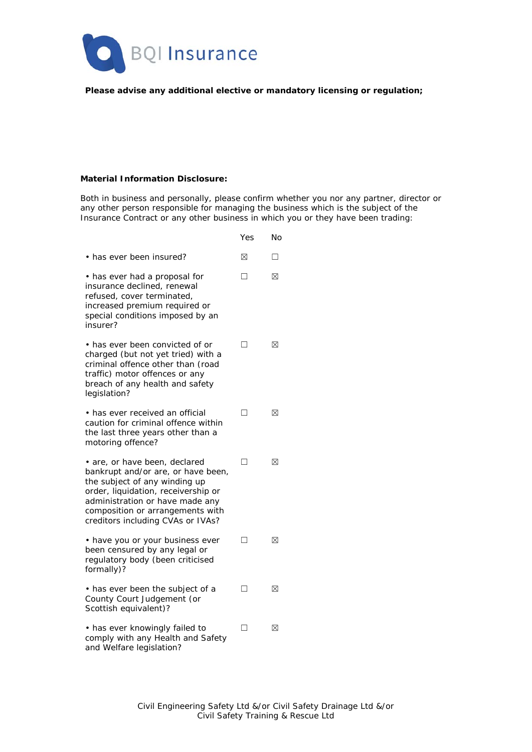**Please advise any additional elective or mandatory licensing or regulation;**

**Material Information Disclosure:**

Both in business and personally, please confirm whether you nor any partner, director or any other person responsible for managing the business which is the subject of the Insurance Contract or any other business in which you or they have been trading:

| | Yes | No |
|---|---|---|
| • has ever been insured? | ☒ | ☐ |
| • has ever had a proposal for insurance declined, renewal refused, cover terminated, increased premium required or special conditions imposed by an insurer? | ☐ | ☒ |
| • has ever been convicted of or charged (but not yet tried) with a criminal offence other than (road traffic) motor offences or any breach of any health and safety legislation? | ☐ | ☒ |
| • has ever received an official caution for criminal offence within the last three years other than a motoring offence? | ☐ | ☒ |
| • are, or have been, declared bankrupt and/or are, or have been, the subject of any winding up order, liquidation, receivership or administration or have made any composition or arrangements with creditors including CVAs or IVAs? | ☐ | ☒ |
| • have you or your business ever been censured by any legal or regulatory body (been criticised formally)? | ☐ | ☒ |
| • has ever been the subject of a County Court Judgement (or Scottish equivalent)? | ☐ | ☒ |
| • has ever knowingly failed to comply with any Health and Safety and Welfare legislation? | ☐ | ☒ |

Civil Engineering Safety Ltd &/or Civil Safety Drainage Ltd &/or Civil Safety Training & Rescue Ltd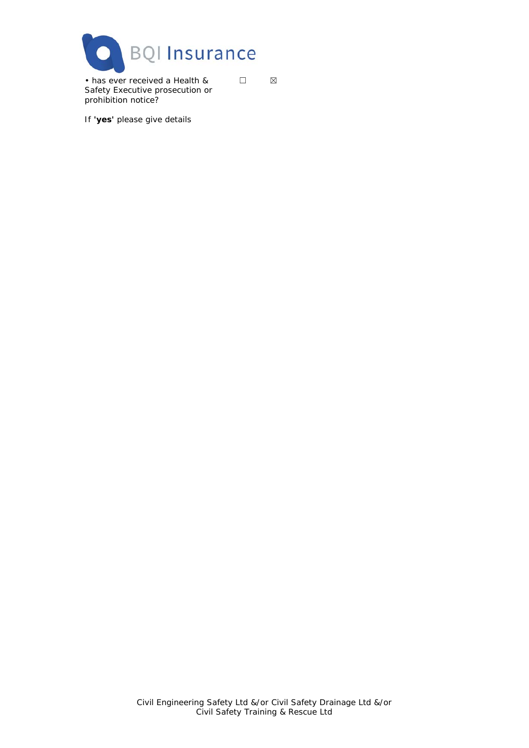| | | |
|---|---|---|
| • has ever received a Health & Safety Executive prosecution or prohibition notice? | ☐ | ☒ |

If **'yes'** please give details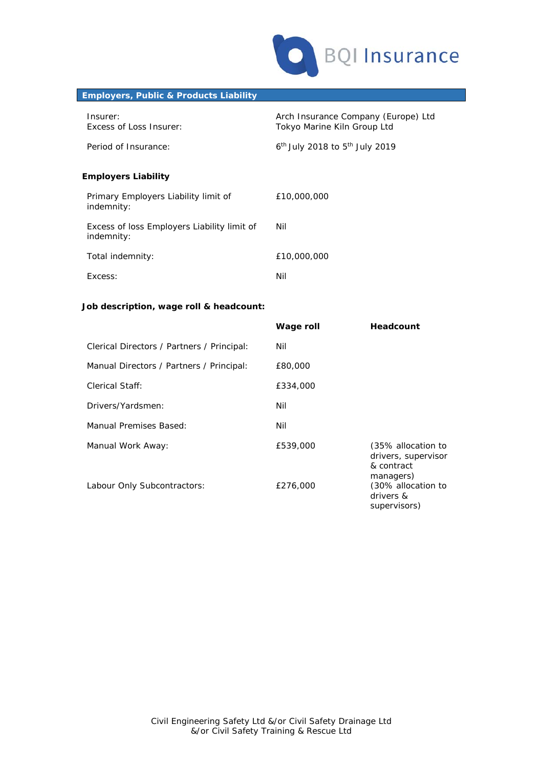## Employers, Public & Products Liability

| | |
|---|---|
| Insurer: | Arch Insurance Company (Europe) Ltd |
| Excess of Loss Insurer: | Tokyo Marine Kiln Group Ltd |
| Period of Insurance: | 6th July 2018 to 5th July 2019 |

### Employers Liability

| | |
|---|---|
| Primary Employers Liability limit of indemnity: | £10,000,000 |
| Excess of loss Employers Liability limit of indemnity: | Nil |
| Total indemnity: | £10,000,000 |
| Excess: | Nil |

### Job description, wage roll & headcount:

| | Wage roll | Headcount |
|---|---|---|
| Clerical Directors / Partners / Principal: | Nil | |
| Manual Directors / Partners / Principal: | £80,000 | |
| Clerical Staff: | £334,000 | |
| Drivers/Yardsmen: | Nil | |
| Manual Premises Based: | Nil | |
| Manual Work Away: | £539,000 | (35% allocation to drivers, supervisor & contract managers) |
| Labour Only Subcontractors: | £276,000 | (30% allocation to drivers & supervisors) |

Civil Engineering Safety Ltd &/or Civil Safety Drainage Ltd &/or Civil Safety Training & Rescue Ltd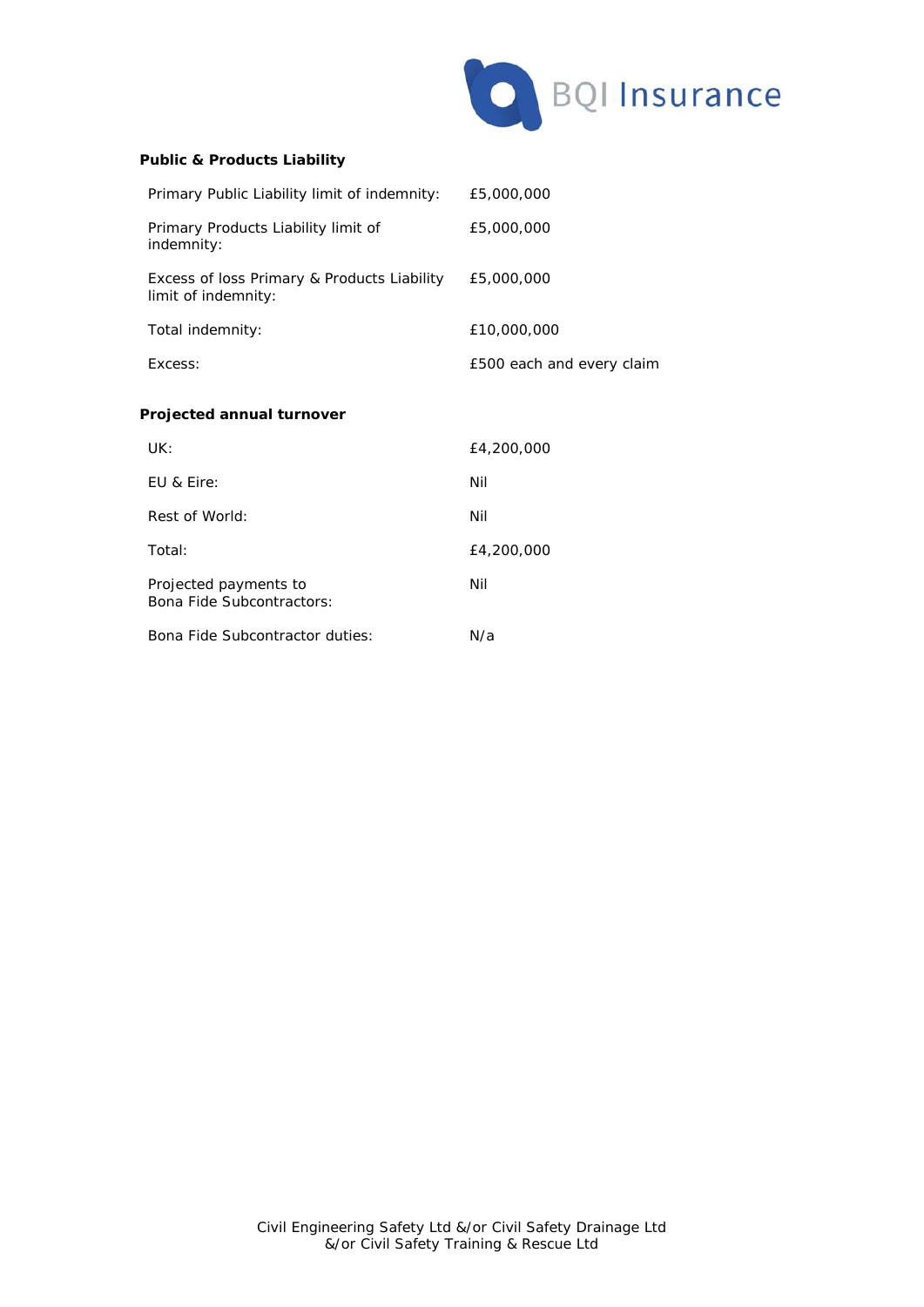**Public & Products Liability**

| | |
|---|---|
| Primary Public Liability limit of indemnity: | £5,000,000 |
| Primary Products Liability limit of indemnity: | £5,000,000 |
| Excess of loss Primary & Products Liability limit of indemnity: | £5,000,000 |
| Total indemnity: | £10,000,000 |
| Excess: | £500 each and every claim |

**Projected annual turnover**

| | |
|---|---|
| UK: | £4,200,000 |
| EU & Eire: | Nil |
| Rest of World: | Nil |
| Total: | £4,200,000 |
| Projected payments to Bona Fide Subcontractors: | Nil |
| Bona Fide Subcontractor duties: | N/a |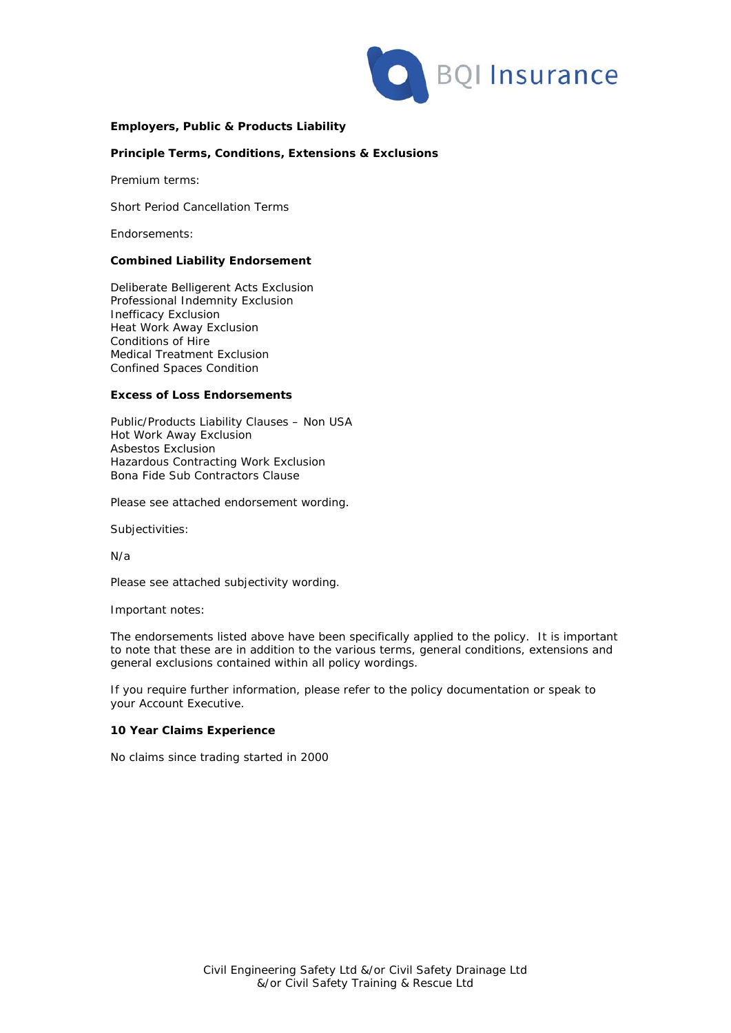**Employers, Public & Products Liability**

**Principle Terms, Conditions, Extensions & Exclusions**

Premium terms:

Short Period Cancellation Terms

Endorsements:

**Combined Liability Endorsement**

Deliberate Belligerent Acts Exclusion
Professional Indemnity Exclusion
Inefficacy Exclusion
Heat Work Away Exclusion
Conditions of Hire
Medical Treatment Exclusion
Confined Spaces Condition

**Excess of Loss Endorsements**

Public/Products Liability Clauses – Non USA
Hot Work Away Exclusion
Asbestos Exclusion
Hazardous Contracting Work Exclusion
Bona Fide Sub Contractors Clause

Please see attached endorsement wording.

Subjectivities:

N/a

Please see attached subjectivity wording.

Important notes:

The endorsements listed above have been specifically applied to the policy. It is important to note that these are in addition to the various terms, general conditions, extensions and general exclusions contained within all policy wordings.

If you require further information, please refer to the policy documentation or speak to your Account Executive.

**10 Year Claims Experience**

No claims since trading started in 2000